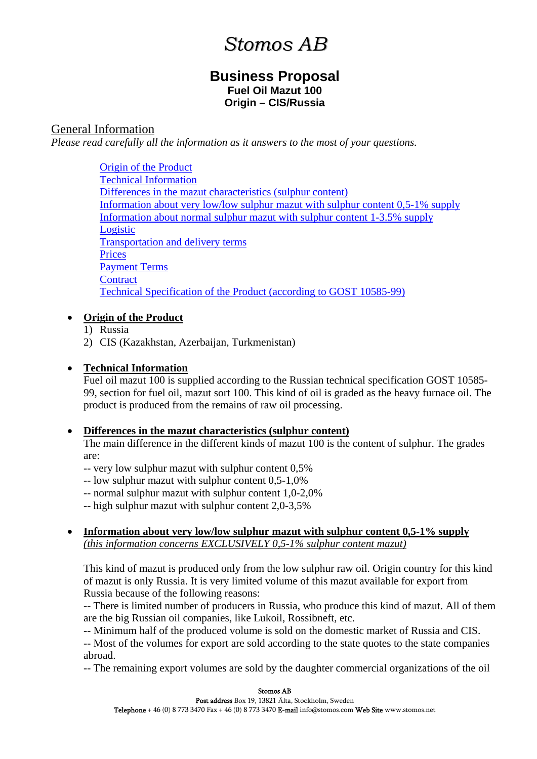# Stomos AB

## Business Proposal

**Fuel Oil Mazut 100**
**Origin – CIS/Russia**

## General Information

*Please read carefully all the information as it answers to the most of your questions.*

- Origin of the Product
- Technical Information
- Differences in the mazut characteristics (sulphur content)
- Information about very low/low sulphur mazut with sulphur content 0,5-1% supply
- Information about normal sulphur mazut with sulphur content 1-3.5% supply
- Logistic
- Transportation and delivery terms
- Prices
- Payment Terms
- Contract
- Technical Specification of the Product (according to GOST 10585-99)

- **Origin of the Product**
  1) Russia
  2) CIS (Kazakhstan, Azerbaijan, Turkmenistan)

- **Technical Information**
  Fuel oil mazut 100 is supplied according to the Russian technical specification GOST 10585-99, section for fuel oil, mazut sort 100. This kind of oil is graded as the heavy furnace oil. The product is produced from the remains of raw oil processing.

- **Differences in the mazut characteristics (sulphur content)**
  The main difference in the different kinds of mazut 100 is the content of sulphur. The grades are:
  -- very low sulphur mazut with sulphur content 0,5%
  -- low sulphur mazut with sulphur content 0,5-1,0%
  -- normal sulphur mazut with sulphur content 1,0-2,0%
  -- high sulphur mazut with sulphur content 2,0-3,5%

- **Information about very low/low sulphur mazut with sulphur content 0,5-1% supply**
  *(this information concerns EXCLUSIVELY 0,5-1% sulphur content mazut)*

  This kind of mazut is produced only from the low sulphur raw oil. Origin country for this kind of mazut is only Russia. It is very limited volume of this mazut available for export from Russia because of the following reasons:
  -- There is limited number of producers in Russia, who produce this kind of mazut. All of them are the big Russian oil companies, like Lukoil, Rossibneft, etc.
  -- Minimum half of the produced volume is sold on the domestic market of Russia and CIS.
  -- Most of the volumes for export are sold according to the state quotes to the state companies abroad.
  -- The remaining export volumes are sold by the daughter commercial organizations of the oil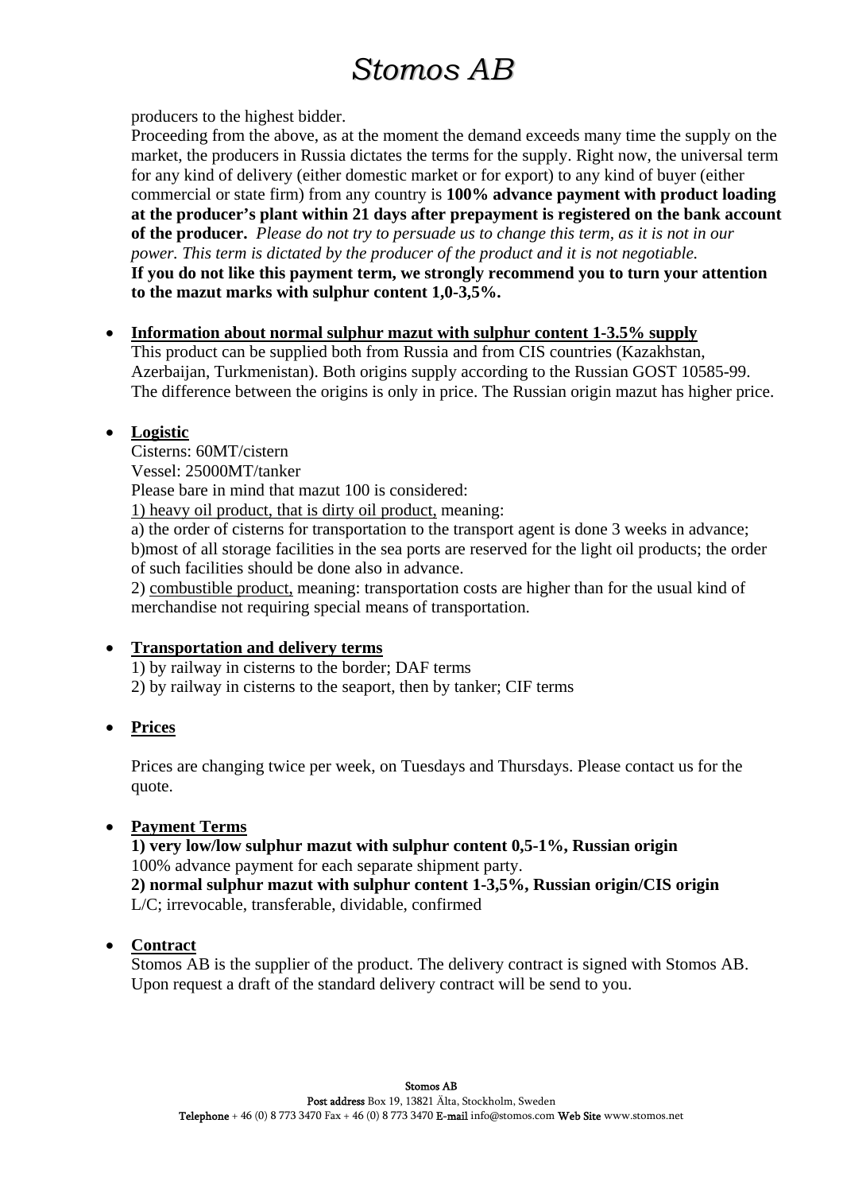producers to the highest bidder.

Proceeding from the above, as at the moment the demand exceeds many time the supply on the market, the producers in Russia dictates the terms for the supply. Right now, the universal term for any kind of delivery (either domestic market or for export) to any kind of buyer (either commercial or state firm) from any country is **100% advance payment with product loading at the producer's plant within 21 days after prepayment is registered on the bank account of the producer.** *Please do not try to persuade us to change this term, as it is not in our power. This term is dictated by the producer of the product and it is not negotiable.*
**If you do not like this payment term, we strongly recommend you to turn your attention to the mazut marks with sulphur content 1,0-3,5%.**

- **Information about normal sulphur mazut with sulphur content 1-3.5% supply**
  This product can be supplied both from Russia and from CIS countries (Kazakhstan, Azerbaijan, Turkmenistan). Both origins supply according to the Russian GOST 10585-99. The difference between the origins is only in price. The Russian origin mazut has higher price.

- **Logistic**
  Cisterns: 60MT/cistern
  Vessel: 25000MT/tanker
  Please bare in mind that mazut 100 is considered:
  1) heavy oil product, that is dirty oil product, meaning:
  a) the order of cisterns for transportation to the transport agent is done 3 weeks in advance;
  b)most of all storage facilities in the sea ports are reserved for the light oil products; the order of such facilities should be done also in advance.
  2) combustible product, meaning: transportation costs are higher than for the usual kind of merchandise not requiring special means of transportation.

- **Transportation and delivery terms**
  1) by railway in cisterns to the border; DAF terms
  2) by railway in cisterns to the seaport, then by tanker; CIF terms

- **Prices**

  Prices are changing twice per week, on Tuesdays and Thursdays. Please contact us for the quote.

- **Payment Terms**
  **1) very low/low sulphur mazut with sulphur content 0,5-1%, Russian origin**
  100% advance payment for each separate shipment party.
  **2) normal sulphur mazut with sulphur content 1-3,5%, Russian origin/CIS origin**
  L/C; irrevocable, transferable, dividable, confirmed

- **Contract**
  Stomos AB is the supplier of the product. The delivery contract is signed with Stomos AB. Upon request a draft of the standard delivery contract will be send to you.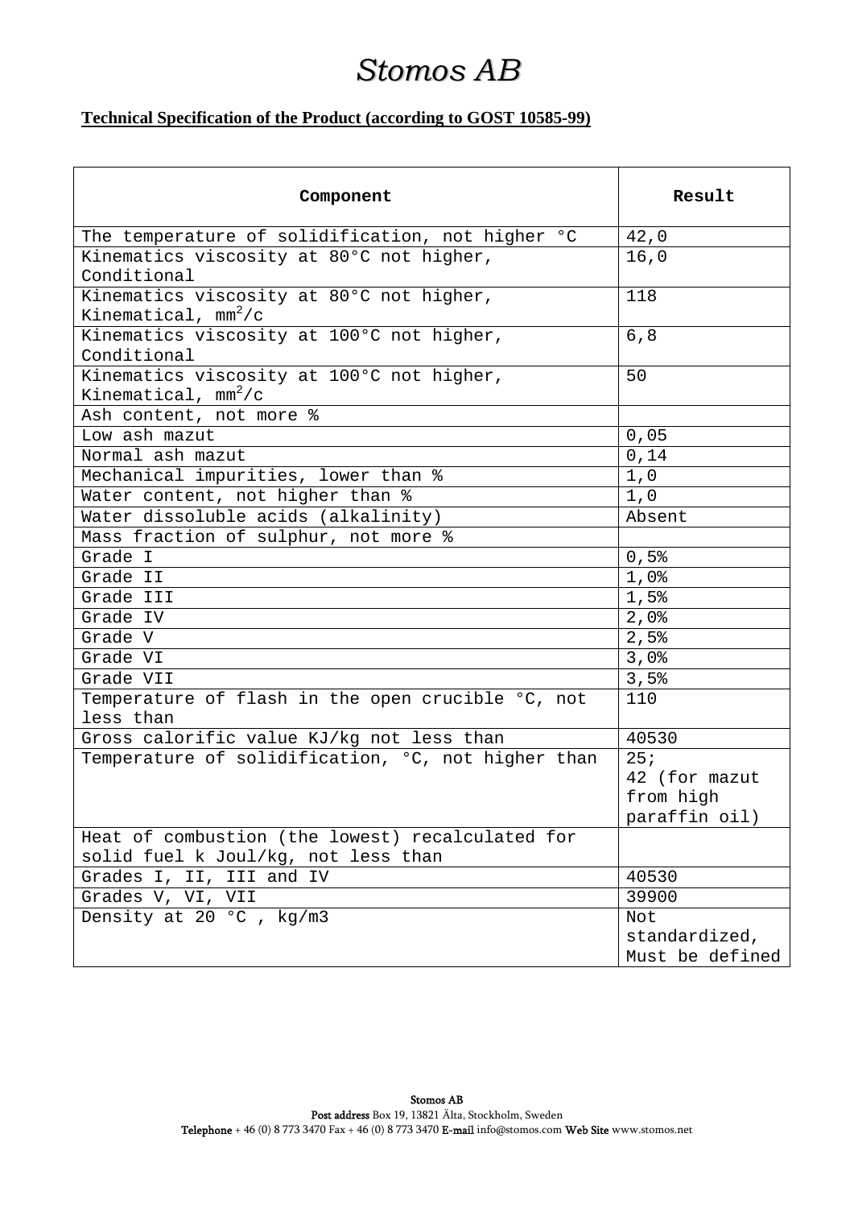# *Stomos AB*

**Technical Specification of the Product (according to GOST 10585-99)**

| Component | Result |
|---|---|
| The temperature of solidification, not higher °C | 42,0 |
| Kinematics viscosity at 80°C not higher, Conditional | 16,0 |
| Kinematics viscosity at 80°C not higher, Kinematical, $mm^2/c$ | 118 |
| Kinematics viscosity at 100°C not higher, Conditional | 6,8 |
| Kinematics viscosity at 100°C not higher, Kinematical, $mm^2/c$ | 50 |
| Ash content, not more % | |
| Low ash mazut | 0,05 |
| Normal ash mazut | 0,14 |
| Mechanical impurities, lower than % | 1,0 |
| Water content, not higher than % | 1,0 |
| Water dissoluble acids (alkalinity) | Absent |
| Mass fraction of sulphur, not more % | |
| Grade I | 0,5% |
| Grade II | 1,0% |
| Grade III | 1,5% |
| Grade IV | 2,0% |
| Grade V | 2,5% |
| Grade VI | 3,0% |
| Grade VII | 3,5% |
| Temperature of flash in the open crucible °C, not less than | 110 |
| Gross calorific value KJ/kg not less than | 40530 |
| Temperature of solidification, °C, not higher than | 25; 42 (for mazut from high paraffin oil) |
| Heat of combustion (the lowest) recalculated for solid fuel k Joul/kg, not less than | |
| Grades I, II, III and IV | 40530 |
| Grades V, VI, VII | 39900 |
| Density at 20 °C , kg/m3 | Not standardized, Must be defined |

**Stomos AB**
**Post address** Box 19, 13821 Älta, Stockholm, Sweden
**Telephone** + 46 (0) 8 773 3470 Fax + 46 (0) 8 773 3470 **E-mail** info@stomos.com **Web Site** www.stomos.net